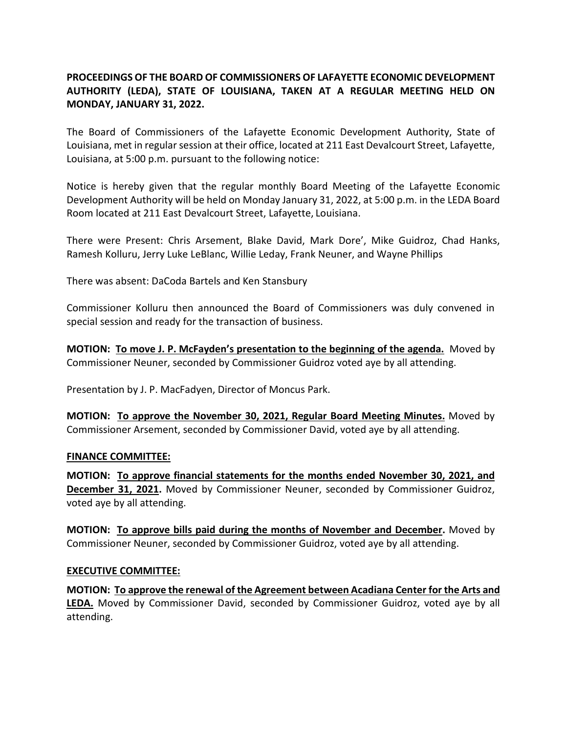**PROCEEDINGS OF THE BOARD OF COMMISSIONERS OF LAFAYETTE ECONOMIC DEVELOPMENT AUTHORITY (LEDA), STATE OF LOUISIANA, TAKEN AT A REGULAR MEETING HELD ON MONDAY, JANUARY 31, 2022.**

The Board of Commissioners of the Lafayette Economic Development Authority, State of Louisiana, met in regular session at their office, located at 211 East Devalcourt Street, Lafayette, Louisiana, at 5:00 p.m. pursuant to the following notice:

Notice is hereby given that the regular monthly Board Meeting of the Lafayette Economic Development Authority will be held on Monday January 31, 2022, at 5:00 p.m. in the LEDA Board Room located at 211 East Devalcourt Street, Lafayette, Louisiana.

There were Present: Chris Arsement, Blake David, Mark Dore', Mike Guidroz, Chad Hanks, Ramesh Kolluru, Jerry Luke LeBlanc, Willie Leday, Frank Neuner, and Wayne Phillips

There was absent: DaCoda Bartels and Ken Stansbury

Commissioner Kolluru then announced the Board of Commissioners was duly convened in special session and ready for the transaction of business.

**MOTION: <u>To move J. P. McFayden's presentation to the beginning of the agenda.</u>** Moved by Commissioner Neuner, seconded by Commissioner Guidroz voted aye by all attending.

Presentation by J. P. MacFadyen, Director of Moncus Park.

**MOTION: <u>To approve the November 30, 2021, Regular Board Meeting Minutes.</u>** Moved by Commissioner Arsement, seconded by Commissioner David, voted aye by all attending.

**<u>FINANCE COMMITTEE:</u>**

**MOTION: <u>To approve financial statements for the months ended November 30, 2021, and December 31, 2021.</u>** Moved by Commissioner Neuner, seconded by Commissioner Guidroz, voted aye by all attending.

**MOTION: <u>To approve bills paid during the months of November and December</u>.** Moved by Commissioner Neuner, seconded by Commissioner Guidroz, voted aye by all attending.

**<u>EXECUTIVE COMMITTEE:</u>**

**MOTION: <u>To approve the renewal of the Agreement between Acadiana Center for the Arts and LEDA.</u>** Moved by Commissioner David, seconded by Commissioner Guidroz, voted aye by all attending.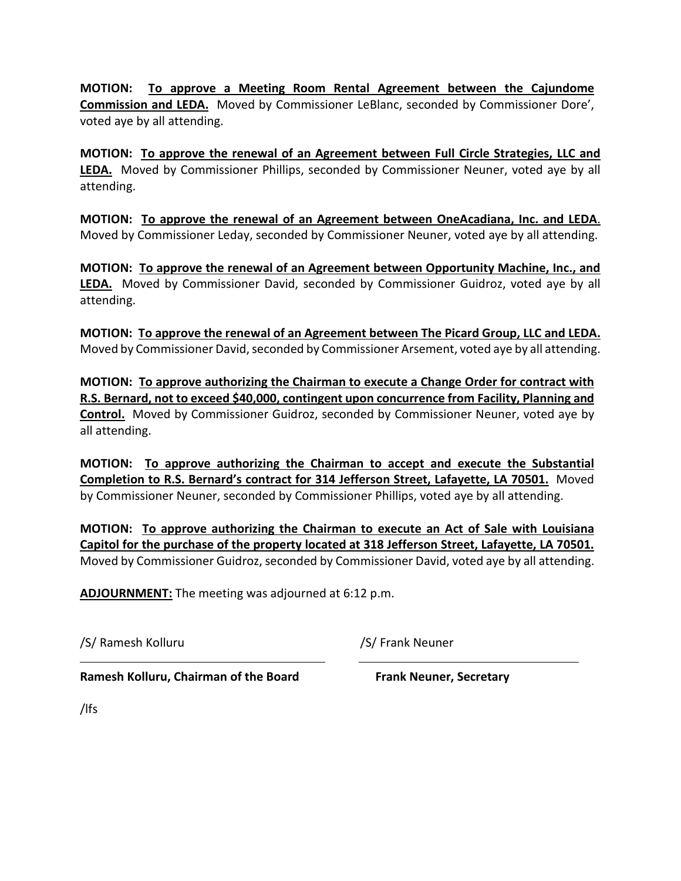**MOTION:** **To approve a Meeting Room Rental Agreement between the Cajundome Commission and LEDA.** Moved by Commissioner LeBlanc, seconded by Commissioner Dore', voted aye by all attending.

**MOTION:** **To approve the renewal of an Agreement between Full Circle Strategies, LLC and LEDA.** Moved by Commissioner Phillips, seconded by Commissioner Neuner, voted aye by all attending.

**MOTION:** **To approve the renewal of an Agreement between OneAcadiana, Inc. and LEDA**. Moved by Commissioner Leday, seconded by Commissioner Neuner, voted aye by all attending.

**MOTION:** **To approve the renewal of an Agreement between Opportunity Machine, Inc., and LEDA.** Moved by Commissioner David, seconded by Commissioner Guidroz, voted aye by all attending.

**MOTION:** **To approve the renewal of an Agreement between The Picard Group, LLC and LEDA.** Moved by Commissioner David, seconded by Commissioner Arsement, voted aye by all attending.

**MOTION:** **To approve authorizing the Chairman to execute a Change Order for contract with R.S. Bernard, not to exceed $40,000, contingent upon concurrence from Facility, Planning and Control.** Moved by Commissioner Guidroz, seconded by Commissioner Neuner, voted aye by all attending.

**MOTION:** **To approve authorizing the Chairman to accept and execute the Substantial Completion to R.S. Bernard's contract for 314 Jefferson Street, Lafayette, LA 70501.** Moved by Commissioner Neuner, seconded by Commissioner Phillips, voted aye by all attending.

**MOTION:** **To approve authorizing the Chairman to execute an Act of Sale with Louisiana Capitol for the purchase of the property located at 318 Jefferson Street, Lafayette, LA 70501.** Moved by Commissioner Guidroz, seconded by Commissioner David, voted aye by all attending.

**ADJOURNMENT:** The meeting was adjourned at 6:12 p.m.

/S/ Ramesh Kolluru

**Ramesh Kolluru, Chairman of the Board**

/S/ Frank Neuner

**Frank Neuner, Secretary**

/lfs